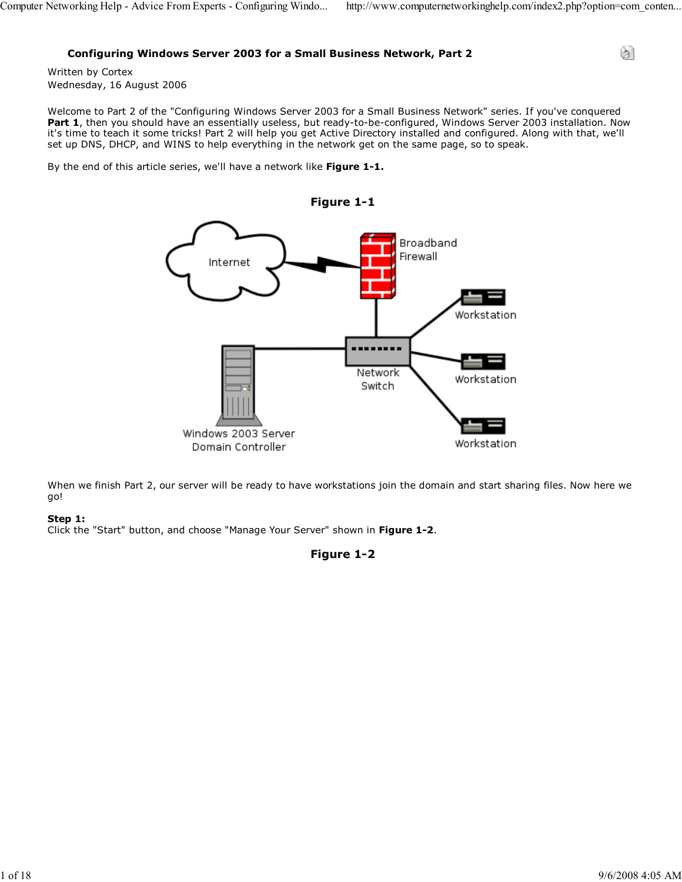# Configuring Windows Server 2003 for a Small Business Network, Part 2

Written by Cortex
Wednesday, 16 August 2006

Welcome to Part 2 of the "Configuring Windows Server 2003 for a Small Business Network" series. If you've conquered **Part 1**, then you should have an essentially useless, but ready-to-be-configured, Windows Server 2003 installation. Now it's time to teach it some tricks! Part 2 will help you get Active Directory installed and configured. Along with that, we'll set up DNS, DHCP, and WINS to help everything in the network get on the same page, so to speak.

By the end of this article series, we'll have a network like **Figure 1-1.**

**Figure 1-1**

When we finish Part 2, our server will be ready to have workstations join the domain and start sharing files. Now here we go!

**Step 1:**
Click the "Start" button, and choose "Manage Your Server" shown in **Figure 1-2**.

**Figure 1-2**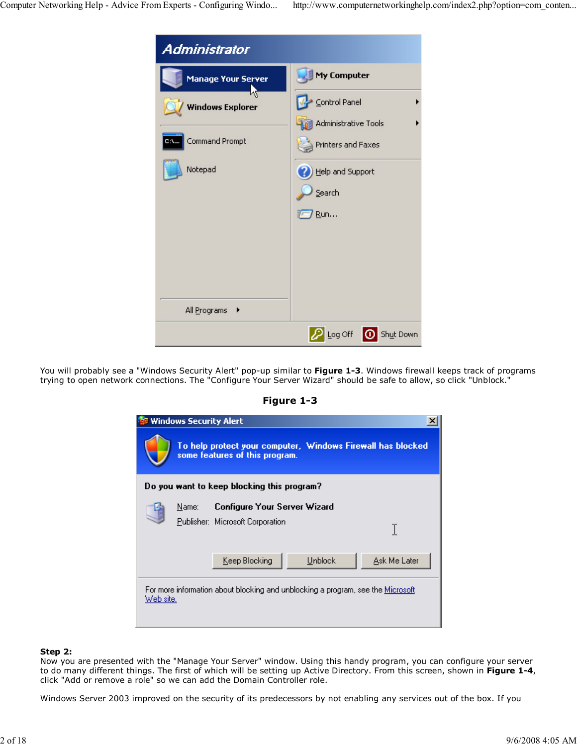You will probably see a "Windows Security Alert" pop-up similar to **Figure 1-3**. Windows firewall keeps track of programs trying to open network connections. The "Configure Your Server Wizard" should be safe to allow, so click "Unblock."

**Figure 1-3**

**Step 2:**
Now you are presented with the "Manage Your Server" window. Using this handy program, you can configure your server to do many different things. The first of which will be setting up Active Directory. From this screen, shown in **Figure 1-4**, click "Add or remove a role" so we can add the Domain Controller role.

Windows Server 2003 improved on the security of its predecessors by not enabling any services out of the box. If you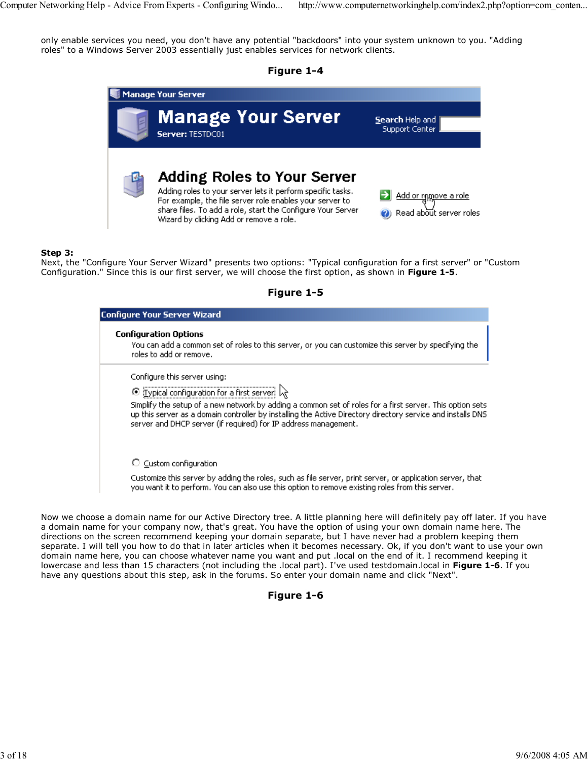only enable services you need, you don't have any potential "backdoors" into your system unknown to you. "Adding roles" to a Windows Server 2003 essentially just enables services for network clients.

**Figure 1-4**

**Step 3:**
Next, the "Configure Your Server Wizard" presents two options: "Typical configuration for a first server" or "Custom Configuration." Since this is our first server, we will choose the first option, as shown in **Figure 1-5**.

**Figure 1-5**

Now we choose a domain name for our Active Directory tree. A little planning here will definitely pay off later. If you have a domain name for your company now, that's great. You have the option of using your own domain name here. The directions on the screen recommend keeping your domain separate, but I have never had a problem keeping them separate. I will tell you how to do that in later articles when it becomes necessary. Ok, if you don't want to use your own domain name here, you can choose whatever name you want and put .local on the end of it. I recommend keeping it lowercase and less than 15 characters (not including the .local part). I've used testdomain.local in **Figure 1-6**. If you have any questions about this step, ask in the forums. So enter your domain name and click "Next".

**Figure 1-6**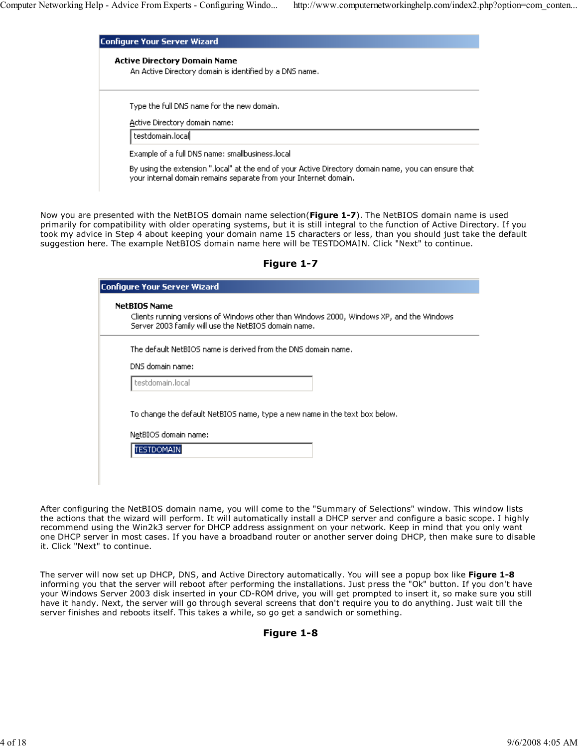**Configure Your Server Wizard**

**Active Directory Domain Name**

An Active Directory domain is identified by a DNS name.

Type the full DNS name for the new domain.

Active Directory domain name:

testdomain.local

Example of a full DNS name: smallbusiness.local

By using the extension ".local" at the end of your Active Directory domain name, you can ensure that your internal domain remains separate from your Internet domain.

Now you are presented with the NetBIOS domain name selection(**Figure 1-7**). The NetBIOS domain name is used primarily for compatibility with older operating systems, but it is still integral to the function of Active Directory. If you took my advice in Step 4 about keeping your domain name 15 characters or less, than you should just take the default suggestion here. The example NetBIOS domain name here will be TESTDOMAIN. Click "Next" to continue.

**Figure 1-7**

**Configure Your Server Wizard**

**NetBIOS Name**

Clients running versions of Windows other than Windows 2000, Windows XP, and the Windows Server 2003 family will use the NetBIOS domain name.

The default NetBIOS name is derived from the DNS domain name.

DNS domain name:

testdomain.local

To change the default NetBIOS name, type a new name in the text box below.

NetBIOS domain name:

TESTDOMAIN

After configuring the NetBIOS domain name, you will come to the "Summary of Selections" window. This window lists the actions that the wizard will perform. It will automatically install a DHCP server and configure a basic scope. I highly recommend using the Win2k3 server for DHCP address assignment on your network. Keep in mind that you only want one DHCP server in most cases. If you have a broadband router or another server doing DHCP, then make sure to disable it. Click "Next" to continue.

The server will now set up DHCP, DNS, and Active Directory automatically. You will see a popup box like **Figure 1-8** informing you that the server will reboot after performing the installations. Just press the "Ok" button. If you don't have your Windows Server 2003 disk inserted in your CD-ROM drive, you will get prompted to insert it, so make sure you still have it handy. Next, the server will go through several screens that don't require you to do anything. Just wait till the server finishes and reboots itself. This takes a while, so go get a sandwich or something.

**Figure 1-8**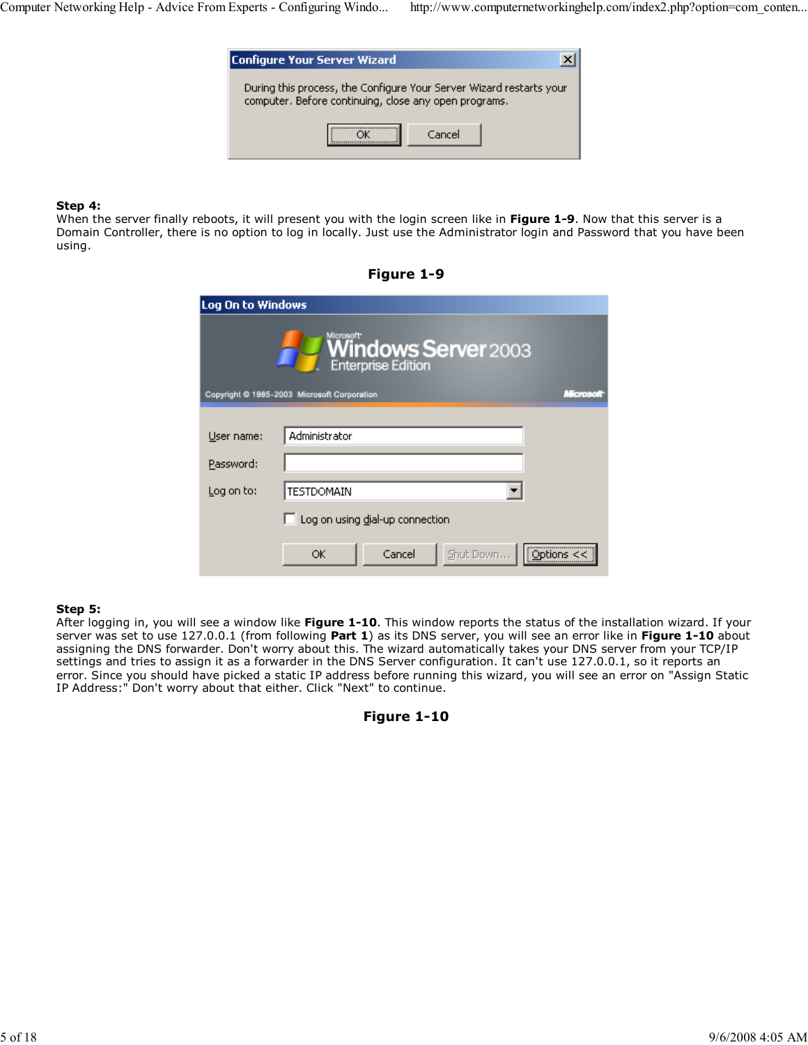**Step 4:**
When the server finally reboots, it will present you with the login screen like in **Figure 1-9**. Now that this server is a Domain Controller, there is no option to log in locally. Just use the Administrator login and Password that you have been using.

**Figure 1-9**

**Step 5:**
After logging in, you will see a window like **Figure 1-10**. This window reports the status of the installation wizard. If your server was set to use 127.0.0.1 (from following **Part 1**) as its DNS server, you will see an error like in **Figure 1-10** about assigning the DNS forwarder. Don't worry about this. The wizard automatically takes your DNS server from your TCP/IP settings and tries to assign it as a forwarder in the DNS Server configuration. It can't use 127.0.0.1, so it reports an error. Since you should have picked a static IP address before running this wizard, you will see an error on "Assign Static IP Address:" Don't worry about that either. Click "Next" to continue.

**Figure 1-10**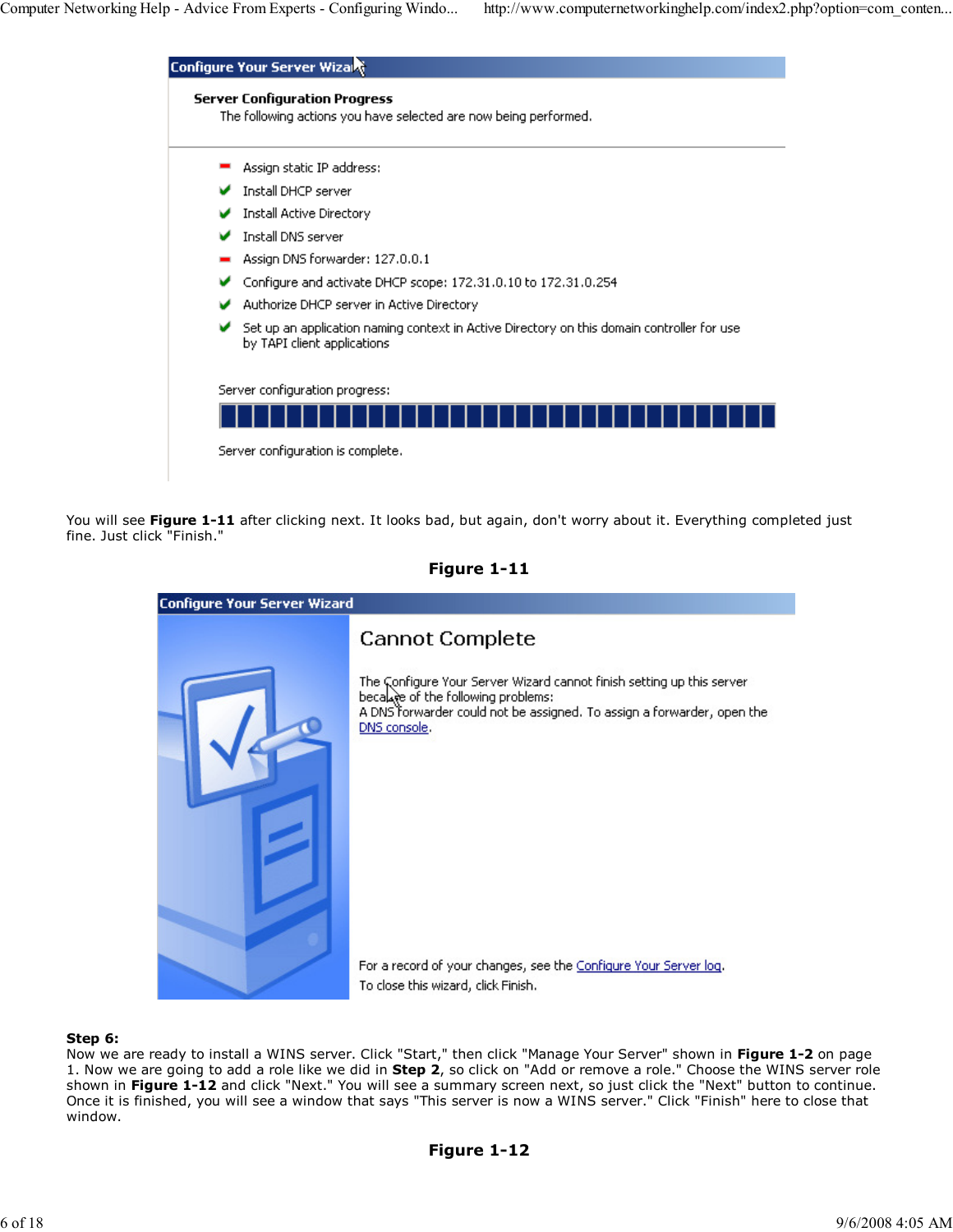**Configure Your Server Wizard**

**Server Configuration Progress**

The following actions you have selected are now being performed.

- Assign static IP address:
- Install DHCP server
- Install Active Directory
- Install DNS server
- Assign DNS forwarder: 127.0.0.1
- Configure and activate DHCP scope: 172.31.0.10 to 172.31.0.254
- Authorize DHCP server in Active Directory
- Set up an application naming context in Active Directory on this domain controller for use by TAPI client applications

Server configuration progress:

Server configuration is complete.

You will see **Figure 1-11** after clicking next. It looks bad, but again, don't worry about it. Everything completed just fine. Just click "Finish."

**Figure 1-11**

**Configure Your Server Wizard**

Cannot Complete

The Configure Your Server Wizard cannot finish setting up this server because of the following problems:
A DNS forwarder could not be assigned. To assign a forwarder, open the DNS console.

For a record of your changes, see the Configure Your Server log.
To close this wizard, click Finish.

**Step 6:**
Now we are ready to install a WINS server. Click "Start," then click "Manage Your Server" shown in **Figure 1-2** on page 1. Now we are going to add a role like we did in **Step 2**, so click on "Add or remove a role." Choose the WINS server role shown in **Figure 1-12** and click "Next." You will see a summary screen next, so just click the "Next" button to continue. Once it is finished, you will see a window that says "This server is now a WINS server." Click "Finish" here to close that window.

**Figure 1-12**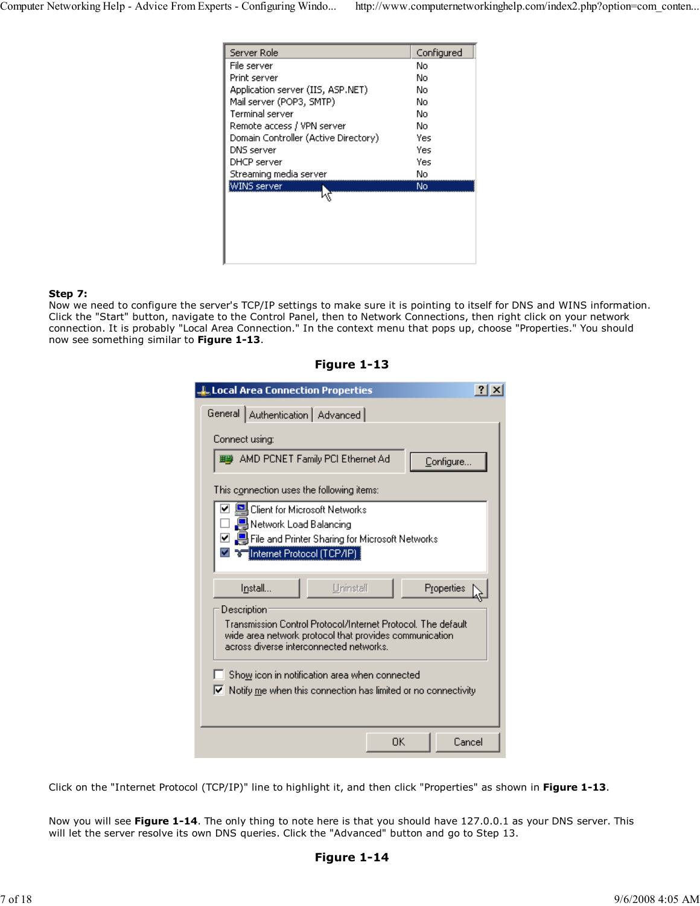| Server Role | Configured |
| --- | --- |
| File server | No |
| Print server | No |
| Application server (IIS, ASP.NET) | No |
| Mail server (POP3, SMTP) | No |
| Terminal server | No |
| Remote access / VPN server | No |
| Domain Controller (Active Directory) | Yes |
| DNS server | Yes |
| DHCP server | Yes |
| Streaming media server | No |
| WINS server | No |

**Step 7:**
Now we need to configure the server's TCP/IP settings to make sure it is pointing to itself for DNS and WINS information. Click the "Start" button, navigate to the Control Panel, then to Network Connections, then right click on your network connection. It is probably "Local Area Connection." In the context menu that pops up, choose "Properties." You should now see something similar to **Figure 1-13**.

**Figure 1-13**

Click on the "Internet Protocol (TCP/IP)" line to highlight it, and then click "Properties" as shown in **Figure 1-13**.

Now you will see **Figure 1-14**. The only thing to note here is that you should have 127.0.0.1 as your DNS server. This will let the server resolve its own DNS queries. Click the "Advanced" button and go to Step 13.

**Figure 1-14**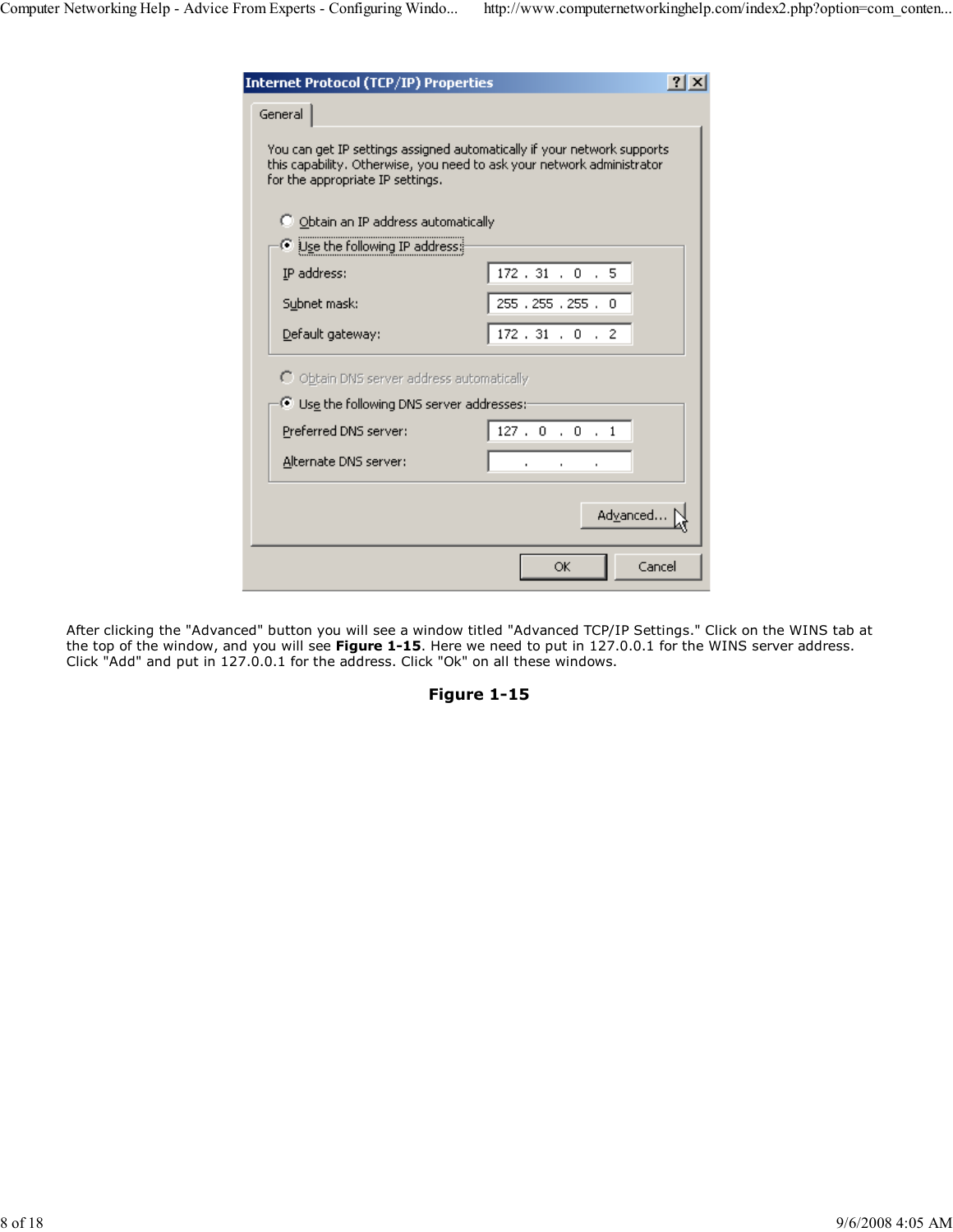After clicking the "Advanced" button you will see a window titled "Advanced TCP/IP Settings." Click on the WINS tab at the top of the window, and you will see **Figure 1-15**. Here we need to put in 127.0.0.1 for the WINS server address. Click "Add" and put in 127.0.0.1 for the address. Click "Ok" on all these windows.

**Figure 1-15**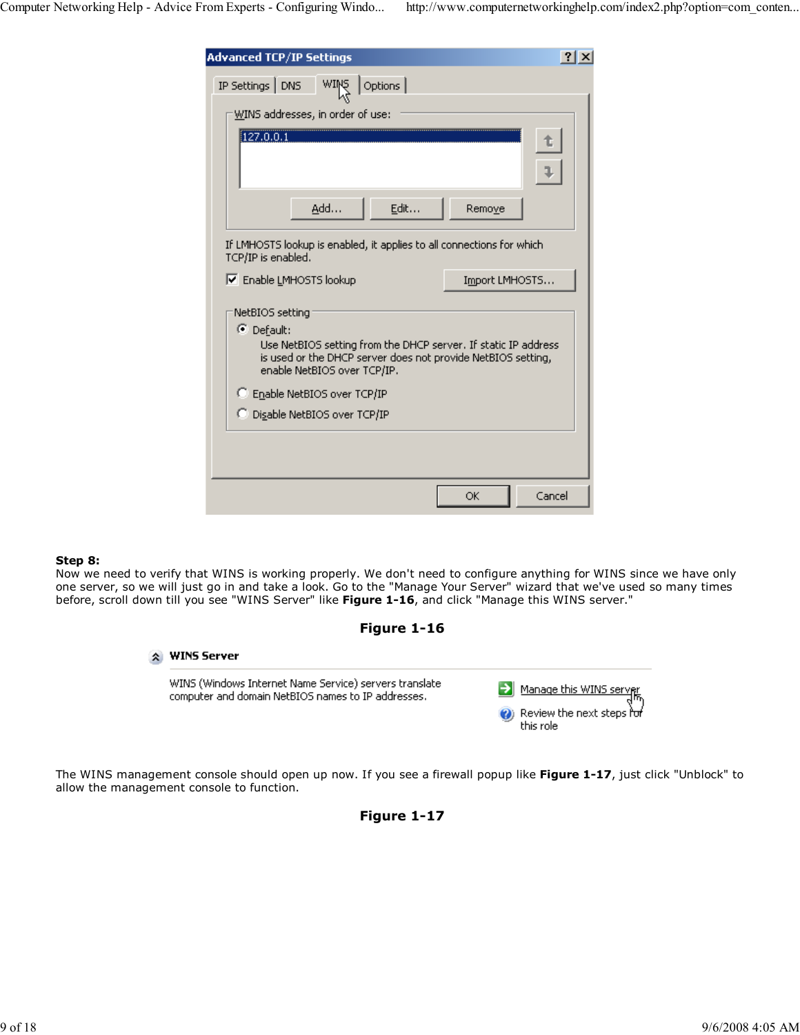**Step 8:**
Now we need to verify that WINS is working properly. We don't need to configure anything for WINS since we have only one server, so we will just go in and take a look. Go to the "Manage Your Server" wizard that we've used so many times before, scroll down till you see "WINS Server" like **Figure 1-16**, and click "Manage this WINS server."

**Figure 1-16**

The WINS management console should open up now. If you see a firewall popup like **Figure 1-17**, just click "Unblock" to allow the management console to function.

**Figure 1-17**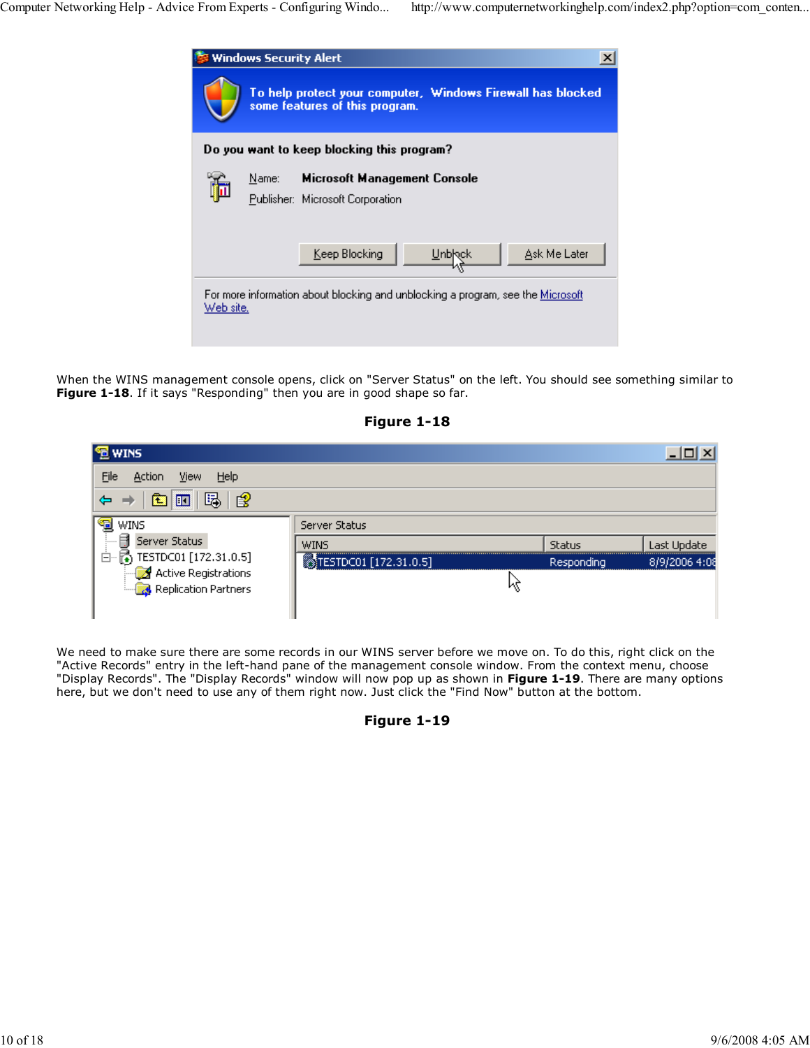When the WINS management console opens, click on "Server Status" on the left. You should see something similar to **Figure 1-18**. If it says "Responding" then you are in good shape so far.

**Figure 1-18**

We need to make sure there are some records in our WINS server before we move on. To do this, right click on the "Active Records" entry in the left-hand pane of the management console window. From the context menu, choose "Display Records". The "Display Records" window will now pop up as shown in **Figure 1-19**. There are many options here, but we don't need to use any of them right now. Just click the "Find Now" button at the bottom.

**Figure 1-19**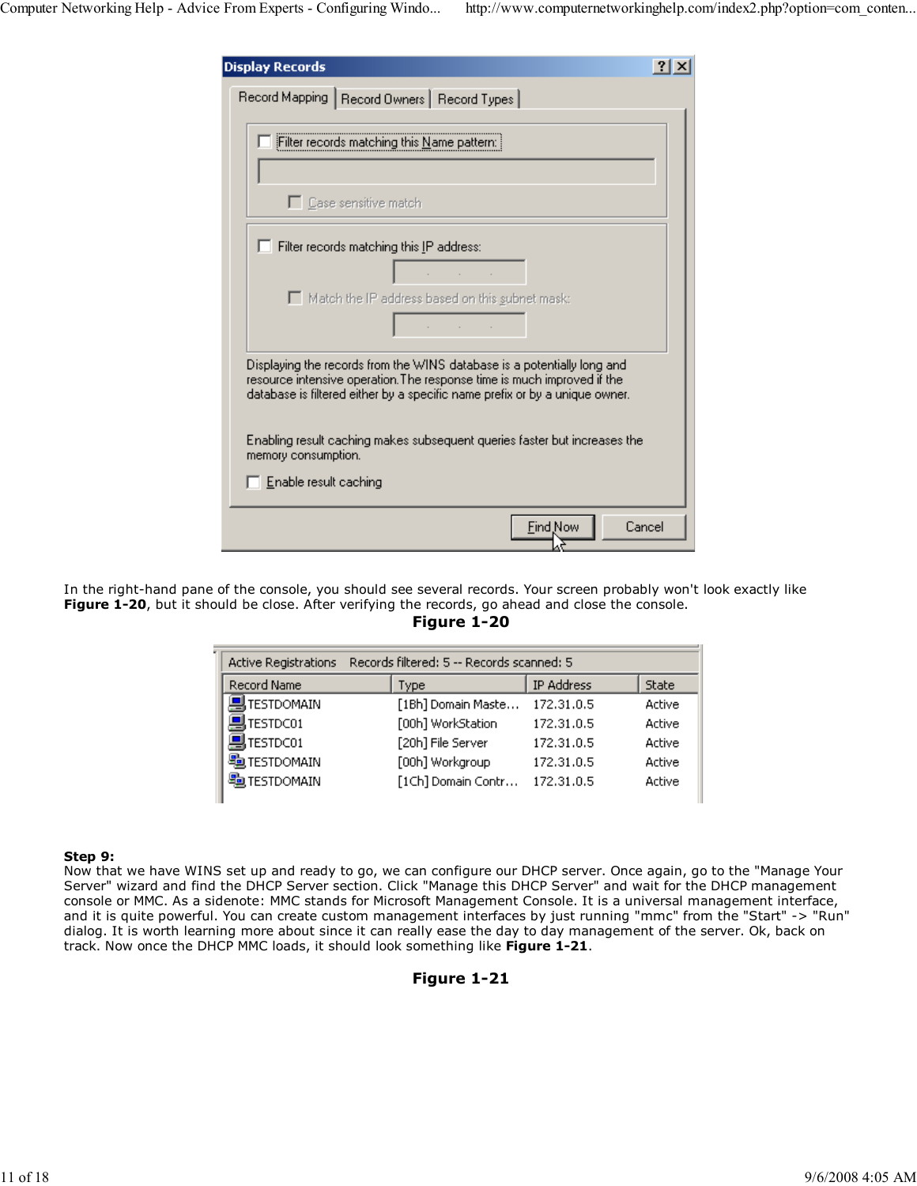In the right-hand pane of the console, you should see several records. Your screen probably won't look exactly like **Figure 1-20**, but it should be close. After verifying the records, go ahead and close the console.

**Figure 1-20**

**Step 9:**
Now that we have WINS set up and ready to go, we can configure our DHCP server. Once again, go to the "Manage Your Server" wizard and find the DHCP Server section. Click "Manage this DHCP Server" and wait for the DHCP management console or MMC. As a sidenote: MMC stands for Microsoft Management Console. It is a universal management interface, and it is quite powerful. You can create custom management interfaces by just running "mmc" from the "Start" -> "Run" dialog. It is worth learning more about since it can really ease the day to day management of the server. Ok, back on track. Now once the DHCP MMC loads, it should look something like **Figure 1-21**.

**Figure 1-21**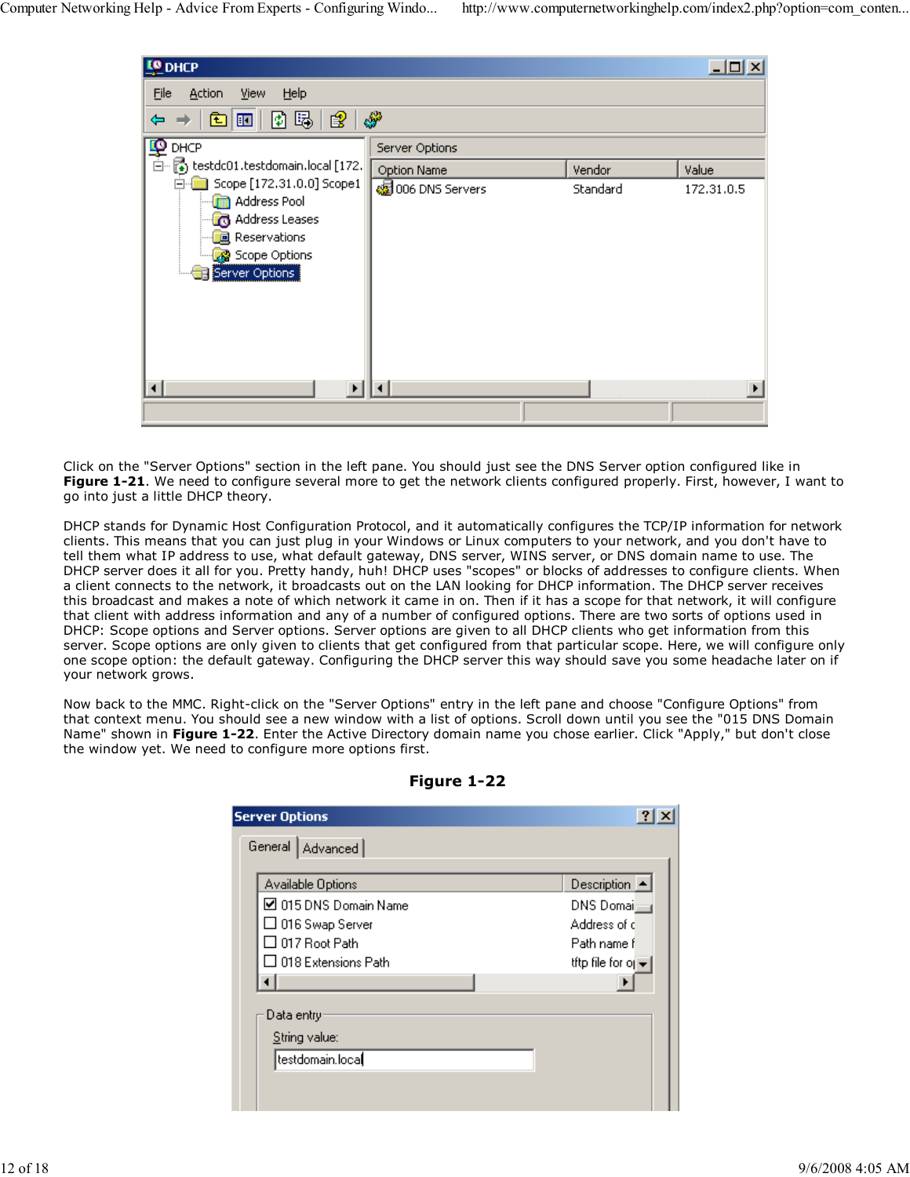Click on the "Server Options" section in the left pane. You should just see the DNS Server option configured like in **Figure 1-21**. We need to configure several more to get the network clients configured properly. First, however, I want to go into just a little DHCP theory.

DHCP stands for Dynamic Host Configuration Protocol, and it automatically configures the TCP/IP information for network clients. This means that you can just plug in your Windows or Linux computers to your network, and you don't have to tell them what IP address to use, what default gateway, DNS server, WINS server, or DNS domain name to use. The DHCP server does it all for you. Pretty handy, huh! DHCP uses "scopes" or blocks of addresses to configure clients. When a client connects to the network, it broadcasts out on the LAN looking for DHCP information. The DHCP server receives this broadcast and makes a note of which network it came in on. Then if it has a scope for that network, it will configure that client with address information and any of a number of configured options. There are two sorts of options used in DHCP: Scope options and Server options. Server options are given to all DHCP clients who get information from this server. Scope options are only given to clients that get configured from that particular scope. Here, we will configure only one scope option: the default gateway. Configuring the DHCP server this way should save you some headache later on if your network grows.

Now back to the MMC. Right-click on the "Server Options" entry in the left pane and choose "Configure Options" from that context menu. You should see a new window with a list of options. Scroll down until you see the "015 DNS Domain Name" shown in **Figure 1-22**. Enter the Active Directory domain name you chose earlier. Click "Apply," but don't close the window yet. We need to configure more options first.

**Figure 1-22**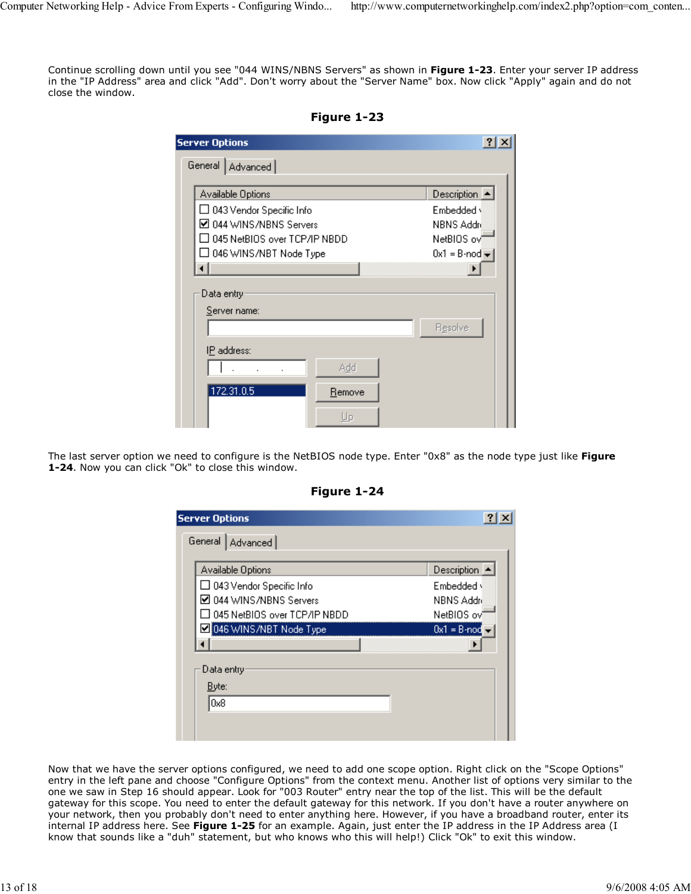Continue scrolling down until you see "044 WINS/NBNS Servers" as shown in **Figure 1-23**. Enter your server IP address in the "IP Address" area and click "Add". Don't worry about the "Server Name" box. Now click "Apply" again and do not close the window.

**Figure 1-23**

The last server option we need to configure is the NetBIOS node type. Enter "0x8" as the node type just like **Figure 1-24**. Now you can click "Ok" to close this window.

**Figure 1-24**

Now that we have the server options configured, we need to add one scope option. Right click on the "Scope Options" entry in the left pane and choose "Configure Options" from the context menu. Another list of options very similar to the one we saw in Step 16 should appear. Look for "003 Router" entry near the top of the list. This will be the default gateway for this scope. You need to enter the default gateway for this network. If you don't have a router anywhere on your network, then you probably don't need to enter anything here. However, if you have a broadband router, enter its internal IP address here. See **Figure 1-25** for an example. Again, just enter the IP address in the IP Address area (I know that sounds like a "duh" statement, but who knows who this will help!) Click "Ok" to exit this window.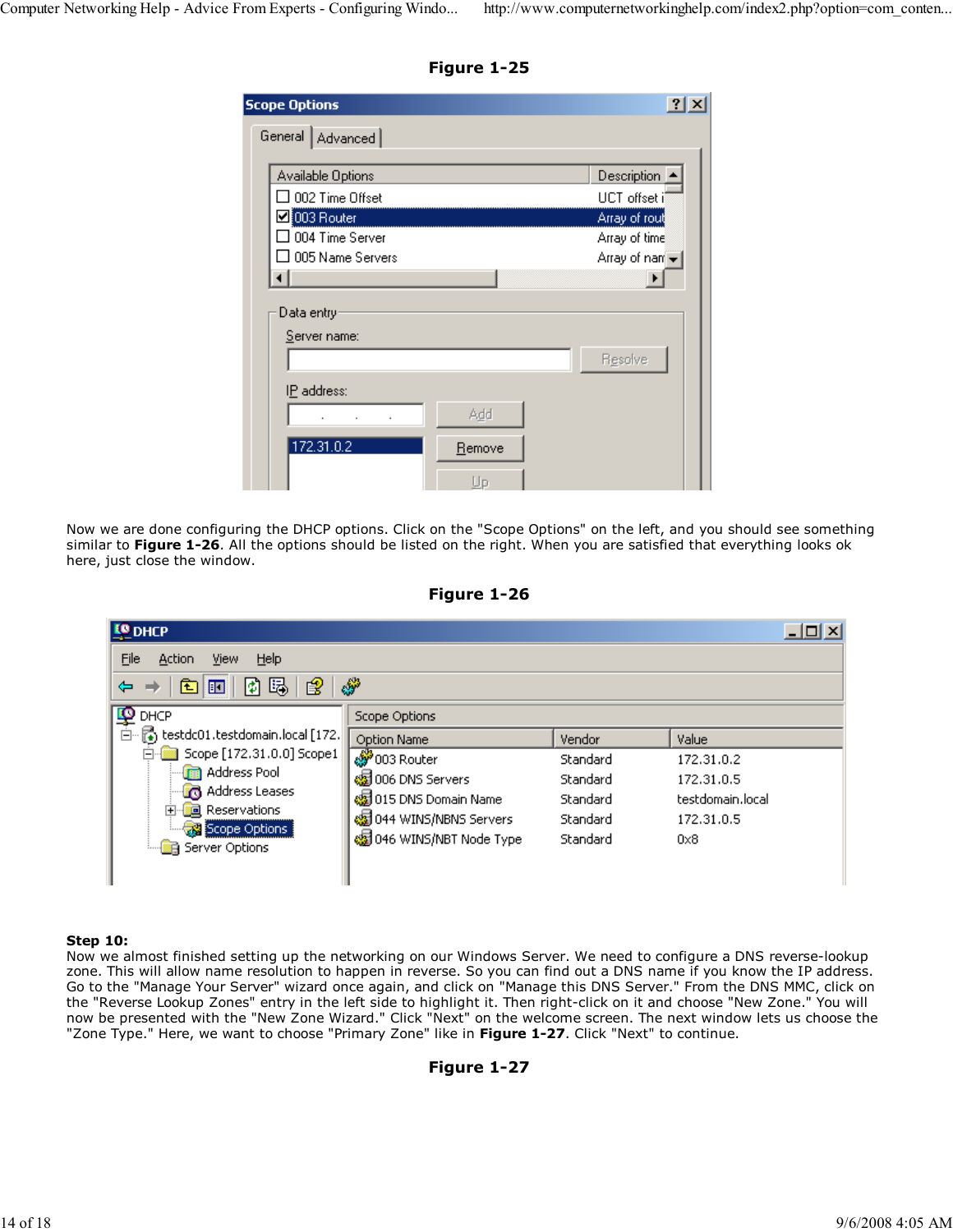**Figure 1-25**

Now we are done configuring the DHCP options. Click on the "Scope Options" on the left, and you should see something similar to **Figure 1-26**. All the options should be listed on the right. When you are satisfied that everything looks ok here, just close the window.

**Figure 1-26**

**Step 10:**
Now we almost finished setting up the networking on our Windows Server. We need to configure a DNS reverse-lookup zone. This will allow name resolution to happen in reverse. So you can find out a DNS name if you know the IP address. Go to the "Manage Your Server" wizard once again, and click on "Manage this DNS Server." From the DNS MMC, click on the "Reverse Lookup Zones" entry in the left side to highlight it. Then right-click on it and choose "New Zone." You will now be presented with the "New Zone Wizard." Click "Next" on the welcome screen. The next window lets us choose the "Zone Type." Here, we want to choose "Primary Zone" like in **Figure 1-27**. Click "Next" to continue.

**Figure 1-27**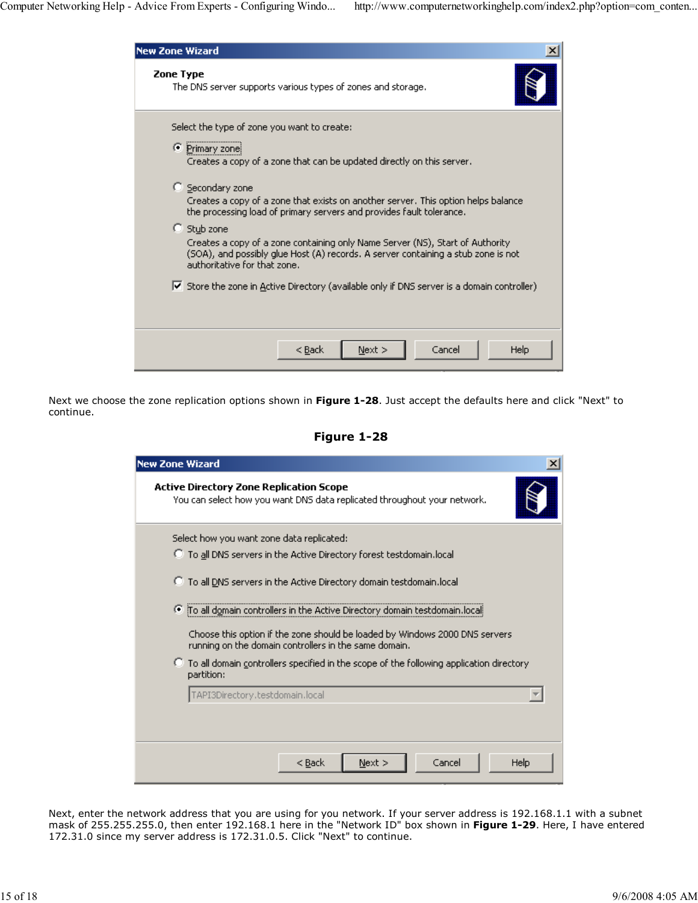**New Zone Wizard**

**Zone Type**
The DNS server supports various types of zones and storage.

Select the type of zone you want to create:

- (•) Primary zone
  Creates a copy of a zone that can be updated directly on this server.
- ( ) Secondary zone
  Creates a copy of a zone that exists on another server. This option helps balance the processing load of primary servers and provides fault tolerance.
- ( ) Stub zone
  Creates a copy of a zone containing only Name Server (NS), Start of Authority (SOA), and possibly glue Host (A) records. A server containing a stub zone is not authoritative for that zone.

[x] Store the zone in Active Directory (available only if DNS server is a domain controller)

< Back | Next > | Cancel | Help

Next we choose the zone replication options shown in **Figure 1-28**. Just accept the defaults here and click "Next" to continue.

**Figure 1-28**

**New Zone Wizard**

**Active Directory Zone Replication Scope**
You can select how you want DNS data replicated throughout your network.

Select how you want zone data replicated:

- ( ) To all DNS servers in the Active Directory forest testdomain.local
- ( ) To all DNS servers in the Active Directory domain testdomain.local
- (•) To all domain controllers in the Active Directory domain testdomain.local

  Choose this option if the zone should be loaded by Windows 2000 DNS servers running on the domain controllers in the same domain.
- ( ) To all domain controllers specified in the scope of the following application directory partition:
  TAPI3Directory.testdomain.local

< Back | Next > | Cancel | Help

Next, enter the network address that you are using for you network. If your server address is 192.168.1.1 with a subnet mask of 255.255.255.0, then enter 192.168.1 here in the "Network ID" box shown in **Figure 1-29**. Here, I have entered 172.31.0 since my server address is 172.31.0.5. Click "Next" to continue.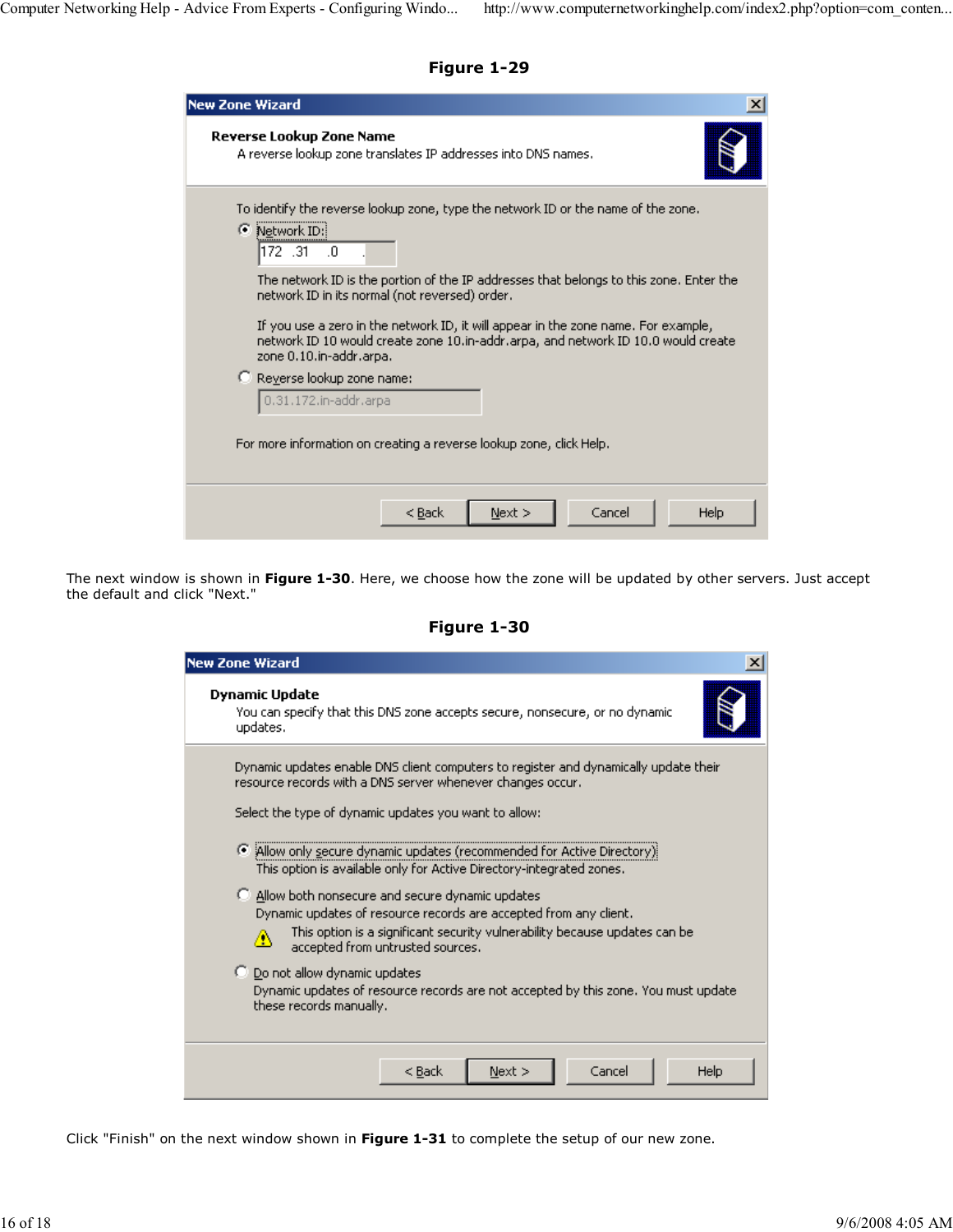**Figure 1-29**

New Zone Wizard

**Reverse Lookup Zone Name**

A reverse lookup zone translates IP addresses into DNS names.

To identify the reverse lookup zone, type the network ID or the name of the zone.

(•) Network ID:

172 .31 .0 .

The network ID is the portion of the IP addresses that belongs to this zone. Enter the network ID in its normal (not reversed) order.

If you use a zero in the network ID, it will appear in the zone name. For example, network ID 10 would create zone 10.in-addr.arpa, and network ID 10.0 would create zone 0.10.in-addr.arpa.

( ) Reverse lookup zone name:

0.31.172.in-addr.arpa

For more information on creating a reverse lookup zone, click Help.

< Back | Next > | Cancel | Help

The next window is shown in **Figure 1-30**. Here, we choose how the zone will be updated by other servers. Just accept the default and click "Next."

**Figure 1-30**

New Zone Wizard

**Dynamic Update**

You can specify that this DNS zone accepts secure, nonsecure, or no dynamic updates.

Dynamic updates enable DNS client computers to register and dynamically update their resource records with a DNS server whenever changes occur.

Select the type of dynamic updates you want to allow:

(•) Allow only secure dynamic updates (recommended for Active Directory)
This option is available only for Active Directory-integrated zones.

( ) Allow both nonsecure and secure dynamic updates
Dynamic updates of resource records are accepted from any client.
This option is a significant security vulnerability because updates can be accepted from untrusted sources.

( ) Do not allow dynamic updates
Dynamic updates of resource records are not accepted by this zone. You must update these records manually.

< Back | Next > | Cancel | Help

Click "Finish" on the next window shown in **Figure 1-31** to complete the setup of our new zone.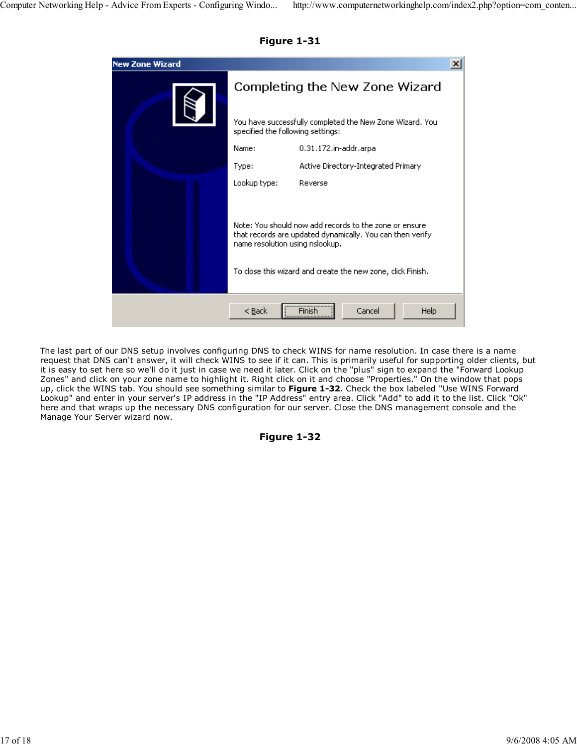**Figure 1-31**

The last part of our DNS setup involves configuring DNS to check WINS for name resolution. In case there is a name request that DNS can't answer, it will check WINS to see if it can. This is primarily useful for supporting older clients, but it is easy to set here so we'll do it just in case we need it later. Click on the "plus" sign to expand the "Forward Lookup Zones" and click on your zone name to highlight it. Right click on it and choose "Properties." On the window that pops up, click the WINS tab. You should see something similar to **Figure 1-32**. Check the box labeled "Use WINS Forward Lookup" and enter in your server's IP address in the "IP Address" entry area. Click "Add" to add it to the list. Click "Ok" here and that wraps up the necessary DNS configuration for our server. Close the DNS management console and the Manage Your Server wizard now.

**Figure 1-32**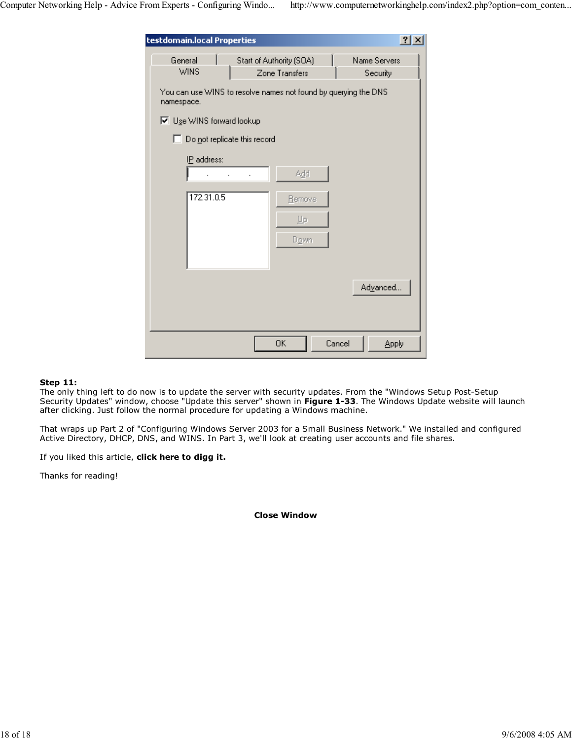testdomain.local Properties

General | Start of Authority (SOA) | Name Servers
WINS | Zone Transfers | Security

You can use WINS to resolve names not found by querying the DNS namespace.

Use WINS forward lookup

Do not replicate this record

IP address:

Add

172.31.0.5

Remove

Up

Down

Advanced...

OK Cancel Apply

**Step 11:**
The only thing left to do now is to update the server with security updates. From the "Windows Setup Post-Setup Security Updates" window, choose "Update this server" shown in **Figure 1-33**. The Windows Update website will launch after clicking. Just follow the normal procedure for updating a Windows machine.

That wraps up Part 2 of "Configuring Windows Server 2003 for a Small Business Network." We installed and configured Active Directory, DHCP, DNS, and WINS. In Part 3, we'll look at creating user accounts and file shares.

If you liked this article, **click here to digg it.**

Thanks for reading!

**Close Window**